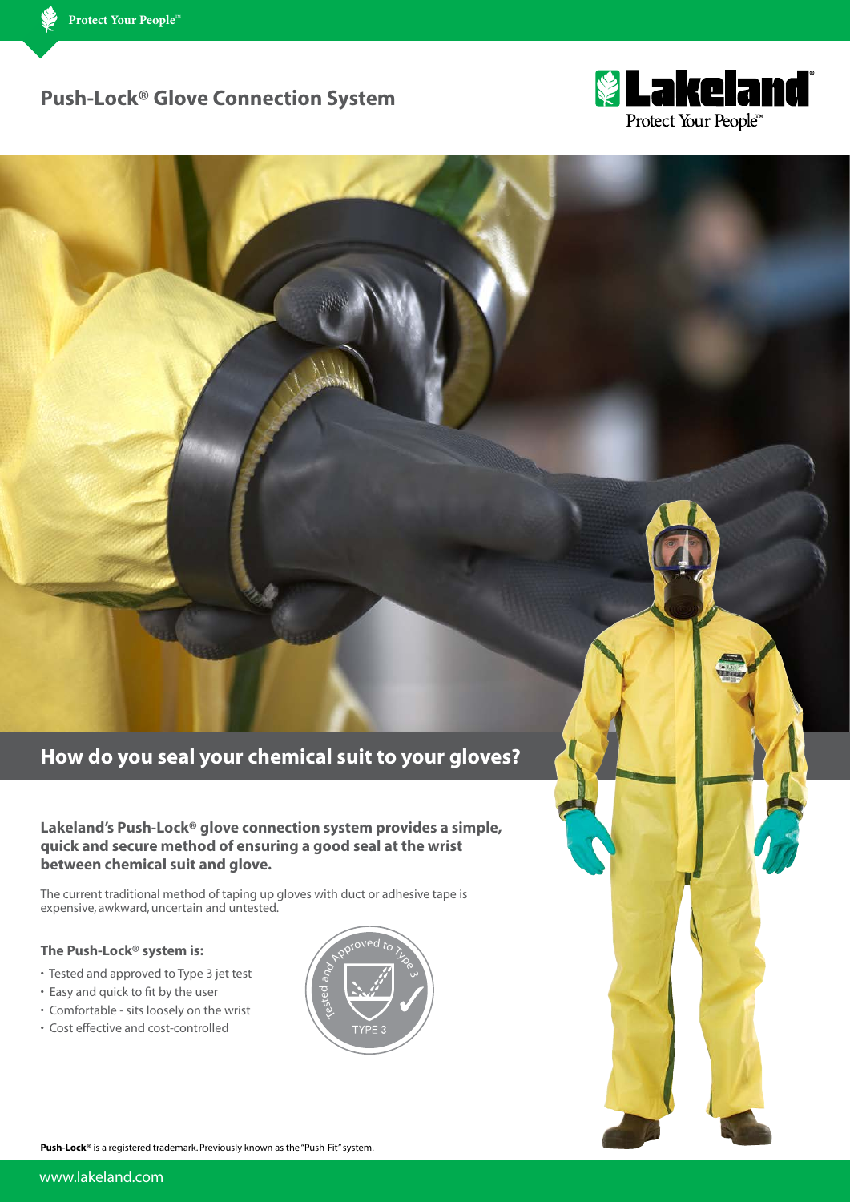# Push-Lock® Glove Connection System

## How do you seal your chemical suit to your gloves?

**Lakeland's Push-Lock® glove connection system provides a simple, quick and secure method of ensuring a good seal at the wrist between chemical suit and glove.**

The current traditional method of taping up gloves with duct or adhesive tape is expensive, awkward, uncertain and untested.

### The Push-Lock® system is:

- Tested and approved to Type 3 jet test
- Easy and quick to fit by the user
- Comfortable - sits loosely on the wrist
- Cost effective and cost-controlled

Tested and Approved to Type 3

TYPE 3

**Push-Lock®** is a registered trademark. Previously known as the "Push-Fit" system.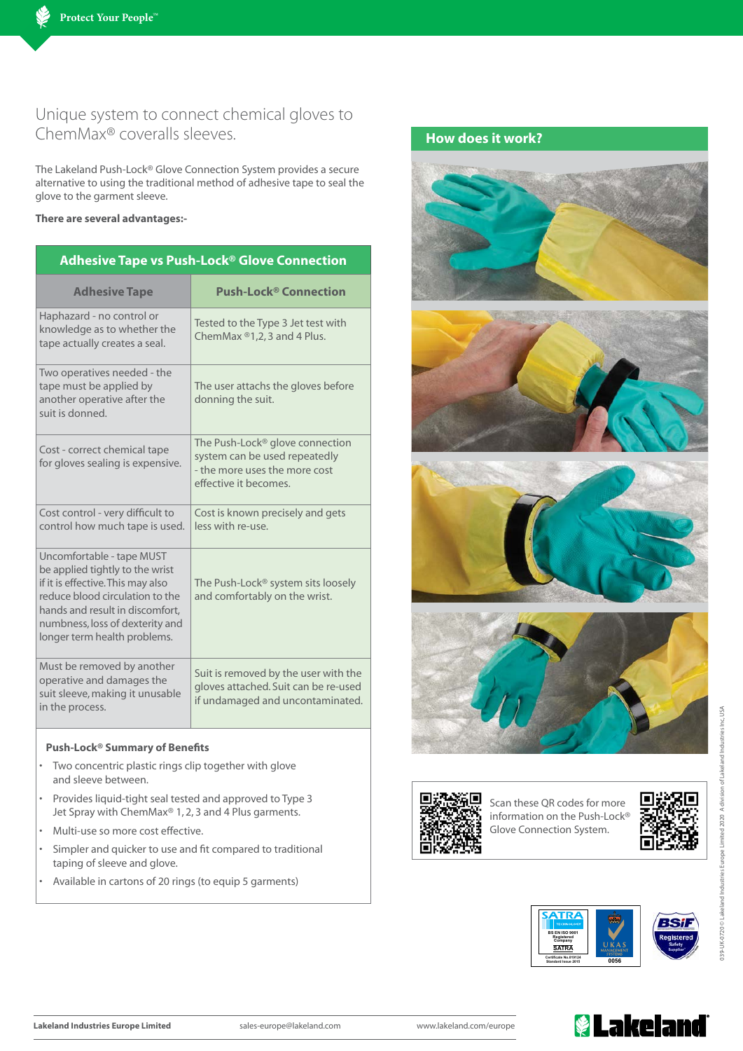Unique system to connect chemical gloves to ChemMax® coveralls sleeves.

The Lakeland Push-Lock® Glove Connection System provides a secure alternative to using the traditional method of adhesive tape to seal the glove to the garment sleeve.

**There are several advantages:-**

## Adhesive Tape vs Push-Lock® Glove Connection

| Adhesive Tape | Push-Lock® Connection |
|---|---|
| Haphazard - no control or knowledge as to whether the tape actually creates a seal. | Tested to the Type 3 Jet test with ChemMax ®1,2, 3 and 4 Plus. |
| Two operatives needed - the tape must be applied by another operative after the suit is donned. | The user attachs the gloves before donning the suit. |
| Cost - correct chemical tape for gloves sealing is expensive. | The Push-Lock® glove connection system can be used repeatedly - the more uses the more cost effective it becomes. |
| Cost control - very difficult to control how much tape is used. | Cost is known precisely and gets less with re-use. |
| Uncomfortable - tape MUST be applied tightly to the wrist if it is effective. This may also reduce blood circulation to the hands and result in discomfort, numbness, loss of dexterity and longer term health problems. | The Push-Lock® system sits loosely and comfortably on the wrist. |
| Must be removed by another operative and damages the suit sleeve, making it unusable in the process. | Suit is removed by the user with the gloves attached. Suit can be re-used if undamaged and uncontaminated. |

**Push-Lock® Summary of Benefits**

- Two concentric plastic rings clip together with glove and sleeve between.
- Provides liquid-tight seal tested and approved to Type 3 Jet Spray with ChemMax® 1, 2, 3 and 4 Plus garments.
- Multi-use so more cost effective.
- Simpler and quicker to use and fit compared to traditional taping of sleeve and glove.
- Available in cartons of 20 rings (to equip 5 garments)

## How does it work?

Scan these QR codes for more information on the Push-Lock® Glove Connection System.

039-UK-0720 © Lakeland Industries Europe Limited 2020 A division of Lakeland Industries Inc, USA

Lakeland Industries Europe Limited | sales-europe@lakeland.com | www.lakeland.com/europe